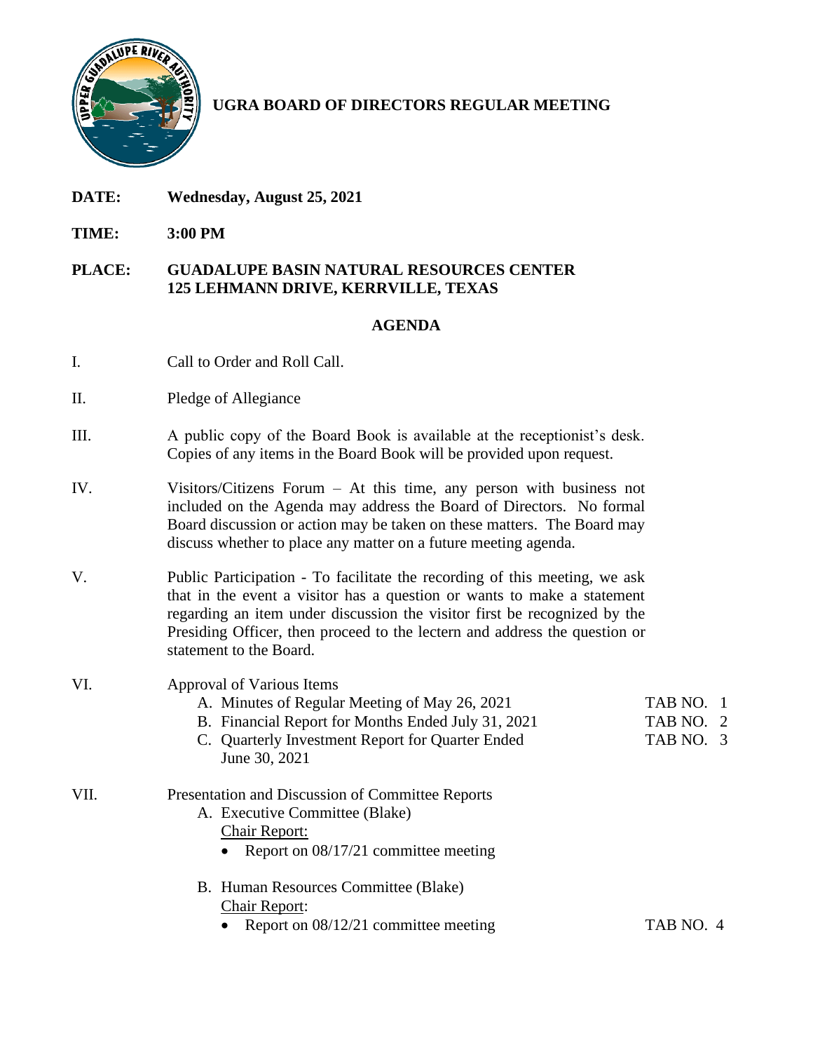# UGRA BOARD OF DIRECTORS REGULAR MEETING

**DATE:** **Wednesday, August 25, 2021**

**TIME:** **3:00 PM**

**PLACE:** **GUADALUPE BASIN NATURAL RESOURCES CENTER**
**125 LEHMANN DRIVE, KERRVILLE, TEXAS**

## AGENDA

I. Call to Order and Roll Call.

II. Pledge of Allegiance

III. A public copy of the Board Book is available at the receptionist's desk. Copies of any items in the Board Book will be provided upon request.

IV. Visitors/Citizens Forum – At this time, any person with business not included on the Agenda may address the Board of Directors. No formal Board discussion or action may be taken on these matters. The Board may discuss whether to place any matter on a future meeting agenda.

V. Public Participation - To facilitate the recording of this meeting, we ask that in the event a visitor has a question or wants to make a statement regarding an item under discussion the visitor first be recognized by the Presiding Officer, then proceed to the lectern and address the question or statement to the Board.

VI. Approval of Various Items

A. Minutes of Regular Meeting of May 26, 2021 — TAB NO. 1

B. Financial Report for Months Ended July 31, 2021 — TAB NO. 2

C. Quarterly Investment Report for Quarter Ended June 30, 2021 — TAB NO. 3

VII. Presentation and Discussion of Committee Reports

A. Executive Committee (Blake)

Chair Report:

- Report on 08/17/21 committee meeting

B. Human Resources Committee (Blake)

Chair Report:

- Report on 08/12/21 committee meeting — TAB NO. 4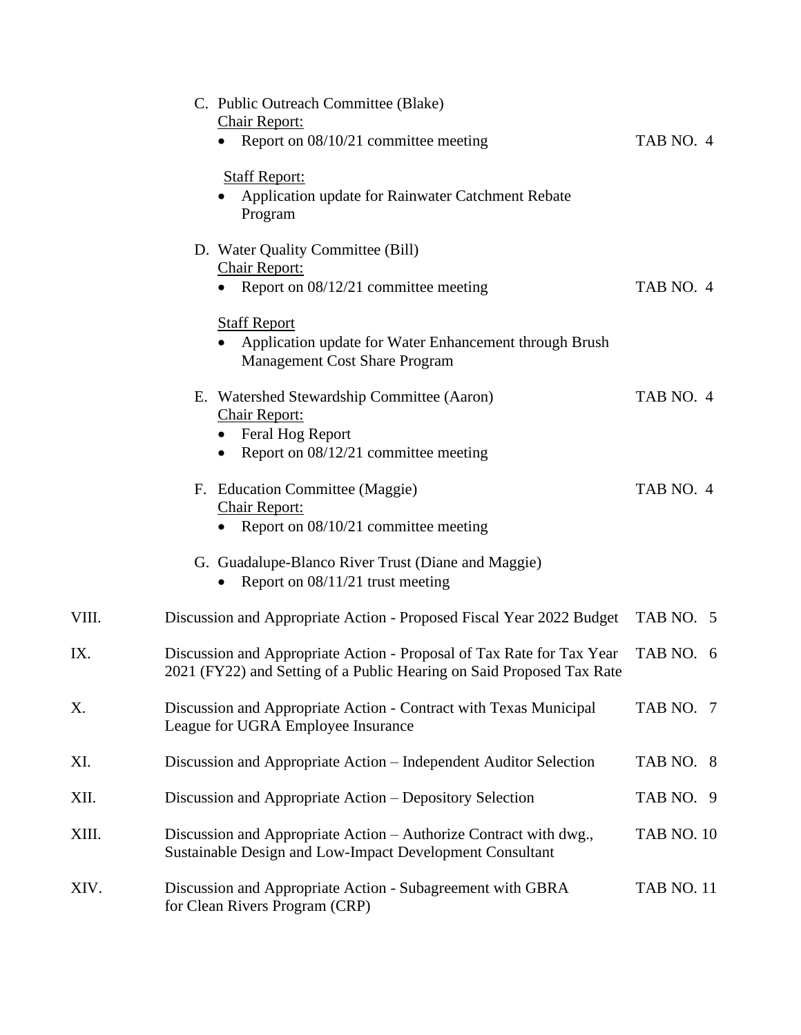C. Public Outreach Committee (Blake)
   <u>Chair Report:</u>
   - Report on 08/10/21 committee meeting — TAB NO. 4

   <u>Staff Report:</u>
   - Application update for Rainwater Catchment Rebate Program

D. Water Quality Committee (Bill)
   <u>Chair Report:</u>
   - Report on 08/12/21 committee meeting — TAB NO. 4

   <u>Staff Report</u>
   - Application update for Water Enhancement through Brush Management Cost Share Program

E. Watershed Stewardship Committee (Aaron) — TAB NO. 4
   <u>Chair Report:</u>
   - Feral Hog Report
   - Report on 08/12/21 committee meeting

F. Education Committee (Maggie) — TAB NO. 4
   <u>Chair Report:</u>
   - Report on 08/10/21 committee meeting

G. Guadalupe-Blanco River Trust (Diane and Maggie)
   - Report on 08/11/21 trust meeting

| | | |
|---|---|---|
| VIII. | Discussion and Appropriate Action - Proposed Fiscal Year 2022 Budget | TAB NO. 5 |
| IX. | Discussion and Appropriate Action - Proposal of Tax Rate for Tax Year 2021 (FY22) and Setting of a Public Hearing on Said Proposed Tax Rate | TAB NO. 6 |
| X. | Discussion and Appropriate Action - Contract with Texas Municipal League for UGRA Employee Insurance | TAB NO. 7 |
| XI. | Discussion and Appropriate Action – Independent Auditor Selection | TAB NO. 8 |
| XII. | Discussion and Appropriate Action – Depository Selection | TAB NO. 9 |
| XIII. | Discussion and Appropriate Action – Authorize Contract with dwg., Sustainable Design and Low-Impact Development Consultant | TAB NO. 10 |
| XIV. | Discussion and Appropriate Action - Subagreement with GBRA for Clean Rivers Program (CRP) | TAB NO. 11 |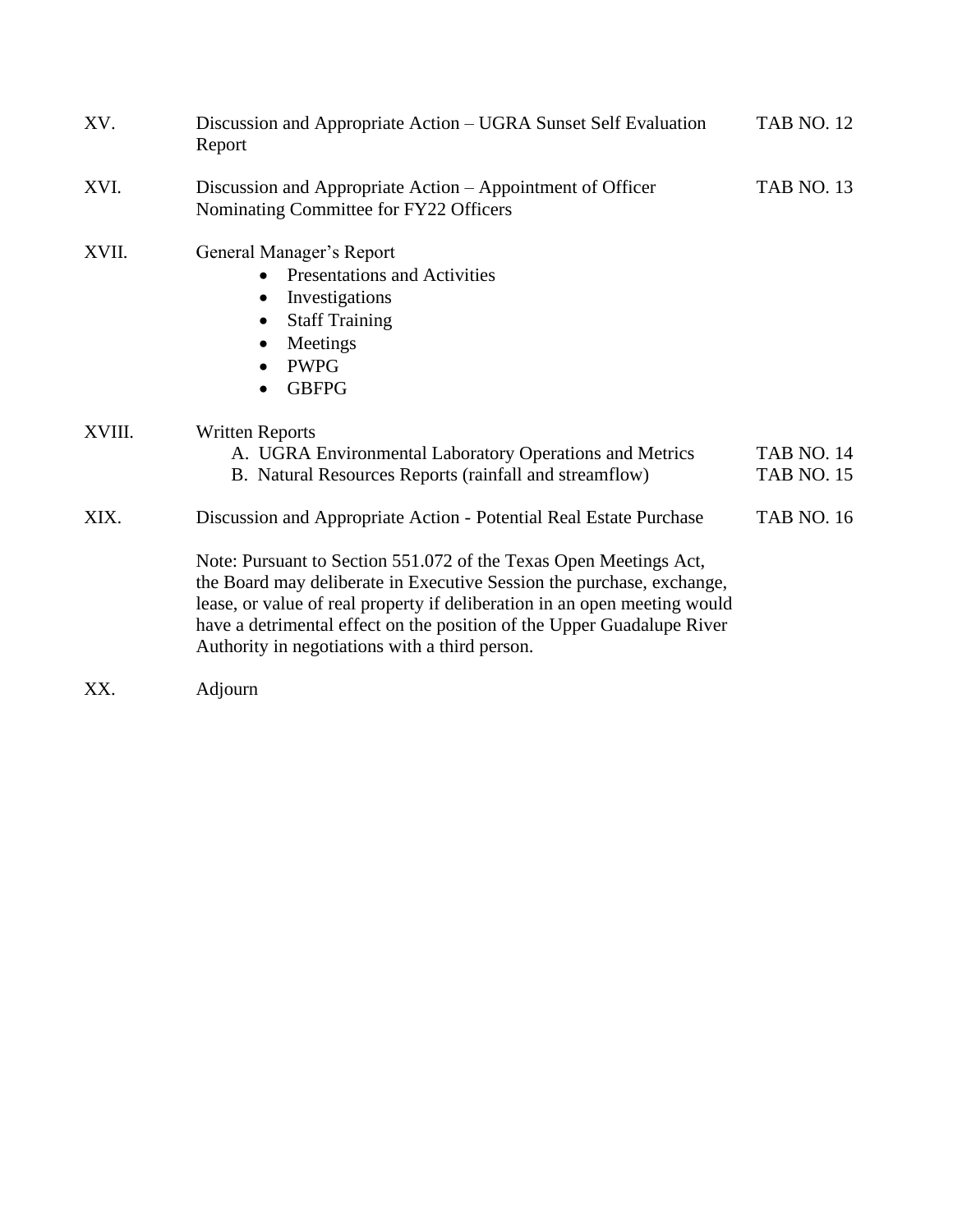| | | |
|---|---|---|
| XV. | Discussion and Appropriate Action – UGRA Sunset Self Evaluation Report | TAB NO. 12 |
| XVI. | Discussion and Appropriate Action – Appointment of Officer Nominating Committee for FY22 Officers | TAB NO. 13 |
| XVII. | General Manager's Report<br>• Presentations and Activities<br>• Investigations<br>• Staff Training<br>• Meetings<br>• PWPG<br>• GBFPG | |
| XVIII. | Written Reports<br>A. UGRA Environmental Laboratory Operations and Metrics<br>B. Natural Resources Reports (rainfall and streamflow) | <br>TAB NO. 14<br>TAB NO. 15 |
| XIX. | Discussion and Appropriate Action - Potential Real Estate Purchase<br><br>Note: Pursuant to Section 551.072 of the Texas Open Meetings Act, the Board may deliberate in Executive Session the purchase, exchange, lease, or value of real property if deliberation in an open meeting would have a detrimental effect on the position of the Upper Guadalupe River Authority in negotiations with a third person. | TAB NO. 16 |
| XX. | Adjourn | |